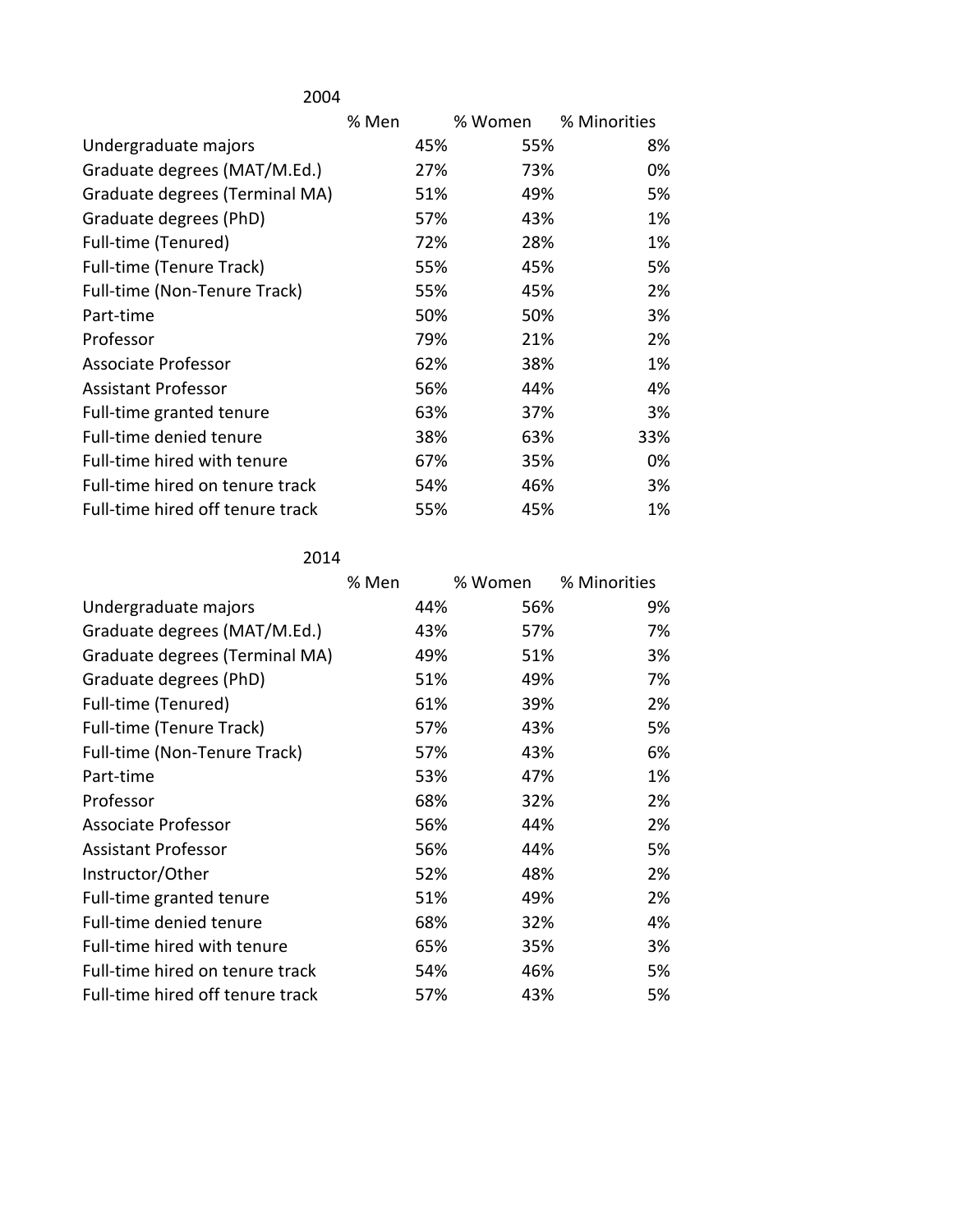2004

| | % Men | % Women | % Minorities |
|---|---|---|---|
| Undergraduate majors | 45% | 55% | 8% |
| Graduate degrees (MAT/M.Ed.) | 27% | 73% | 0% |
| Graduate degrees (Terminal MA) | 51% | 49% | 5% |
| Graduate degrees (PhD) | 57% | 43% | 1% |
| Full-time (Tenured) | 72% | 28% | 1% |
| Full-time (Tenure Track) | 55% | 45% | 5% |
| Full-time (Non-Tenure Track) | 55% | 45% | 2% |
| Part-time | 50% | 50% | 3% |
| Professor | 79% | 21% | 2% |
| Associate Professor | 62% | 38% | 1% |
| Assistant Professor | 56% | 44% | 4% |
| Full-time granted tenure | 63% | 37% | 3% |
| Full-time denied tenure | 38% | 63% | 33% |
| Full-time hired with tenure | 67% | 35% | 0% |
| Full-time hired on tenure track | 54% | 46% | 3% |
| Full-time hired off tenure track | 55% | 45% | 1% |

2014

| | % Men | % Women | % Minorities |
|---|---|---|---|
| Undergraduate majors | 44% | 56% | 9% |
| Graduate degrees (MAT/M.Ed.) | 43% | 57% | 7% |
| Graduate degrees (Terminal MA) | 49% | 51% | 3% |
| Graduate degrees (PhD) | 51% | 49% | 7% |
| Full-time (Tenured) | 61% | 39% | 2% |
| Full-time (Tenure Track) | 57% | 43% | 5% |
| Full-time (Non-Tenure Track) | 57% | 43% | 6% |
| Part-time | 53% | 47% | 1% |
| Professor | 68% | 32% | 2% |
| Associate Professor | 56% | 44% | 2% |
| Assistant Professor | 56% | 44% | 5% |
| Instructor/Other | 52% | 48% | 2% |
| Full-time granted tenure | 51% | 49% | 2% |
| Full-time denied tenure | 68% | 32% | 4% |
| Full-time hired with tenure | 65% | 35% | 3% |
| Full-time hired on tenure track | 54% | 46% | 5% |
| Full-time hired off tenure track | 57% | 43% | 5% |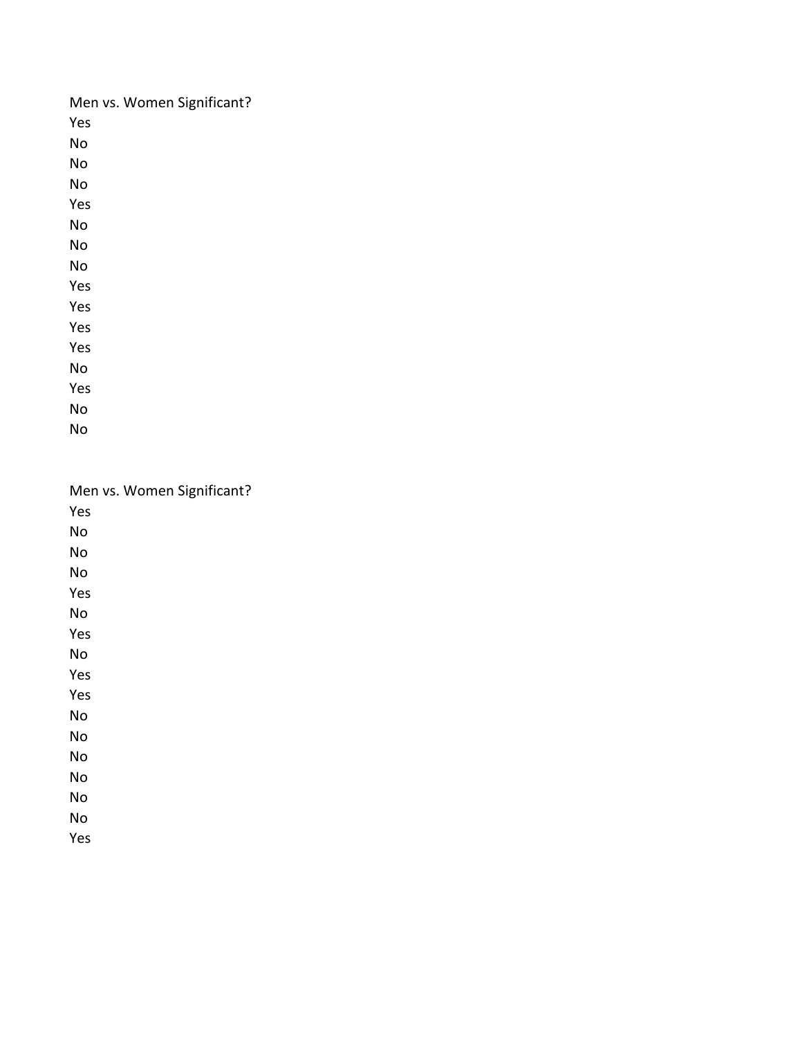Men vs. Women Significant?
Yes
No
No
No
Yes
No
No
No
Yes
Yes
Yes
Yes
No
Yes
No
No

Men vs. Women Significant?
Yes
No
No
No
Yes
No
Yes
No
Yes
Yes
No
No
No
No
No
No
Yes